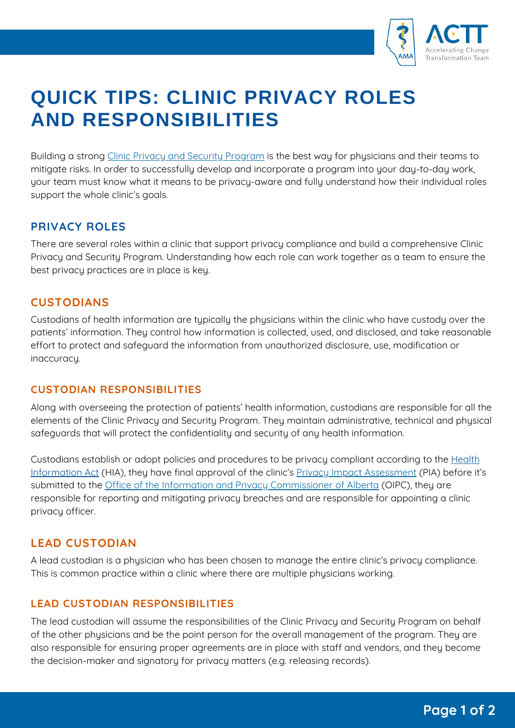# QUICK TIPS: CLINIC PRIVACY ROLES AND RESPONSIBILITIES

Building a strong Clinic Privacy and Security Program is the best way for physicians and their teams to mitigate risks. In order to successfully develop and incorporate a program into your day-to-day work, your team must know what it means to be privacy-aware and fully understand how their individual roles support the whole clinic's goals.

## PRIVACY ROLES

There are several roles within a clinic that support privacy compliance and build a comprehensive Clinic Privacy and Security Program. Understanding how each role can work together as a team to ensure the best privacy practices are in place is key.

## CUSTODIANS

Custodians of health information are typically the physicians within the clinic who have custody over the patients' information. They control how information is collected, used, and disclosed, and take reasonable effort to protect and safeguard the information from unauthorized disclosure, use, modification or inaccuracy.

### CUSTODIAN RESPONSIBILITIES

Along with overseeing the protection of patients' health information, custodians are responsible for all the elements of the Clinic Privacy and Security Program. They maintain administrative, technical and physical safeguards that will protect the confidentiality and security of any health information.

Custodians establish or adopt policies and procedures to be privacy compliant according to the Health Information Act (HIA), they have final approval of the clinic's Privacy Impact Assessment (PIA) before it's submitted to the Office of the Information and Privacy Commissioner of Alberta (OIPC), they are responsible for reporting and mitigating privacy breaches and are responsible for appointing a clinic privacy officer.

## LEAD CUSTODIAN

A lead custodian is a physician who has been chosen to manage the entire clinic's privacy compliance. This is common practice within a clinic where there are multiple physicians working.

### LEAD CUSTODIAN RESPONSIBILITIES

The lead custodian will assume the responsibilities of the Clinic Privacy and Security Program on behalf of the other physicians and be the point person for the overall management of the program. They are also responsible for ensuring proper agreements are in place with staff and vendors, and they become the decision-maker and signatory for privacy matters (e.g. releasing records).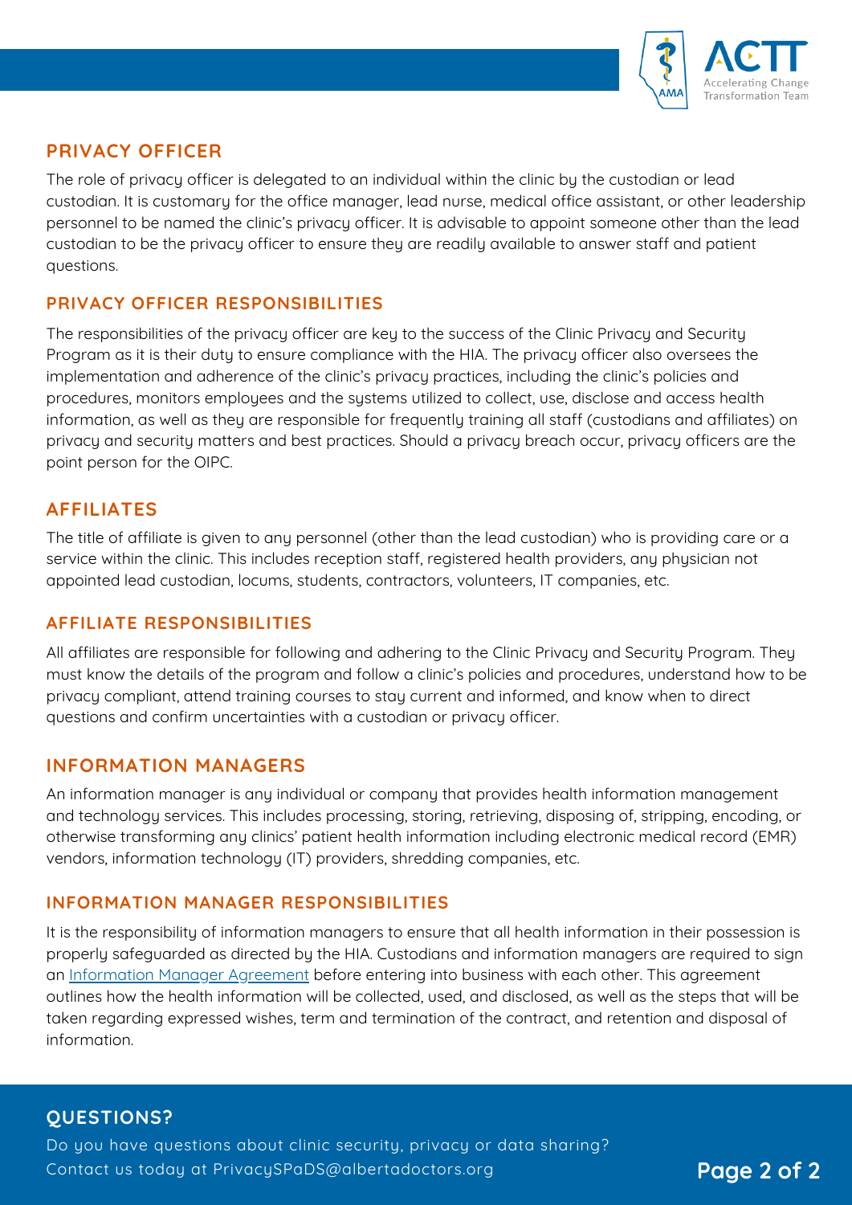## PRIVACY OFFICER

The role of privacy officer is delegated to an individual within the clinic by the custodian or lead custodian. It is customary for the office manager, lead nurse, medical office assistant, or other leadership personnel to be named the clinic's privacy officer. It is advisable to appoint someone other than the lead custodian to be the privacy officer to ensure they are readily available to answer staff and patient questions.

### PRIVACY OFFICER RESPONSIBILITIES

The responsibilities of the privacy officer are key to the success of the Clinic Privacy and Security Program as it is their duty to ensure compliance with the HIA. The privacy officer also oversees the implementation and adherence of the clinic's privacy practices, including the clinic's policies and procedures, monitors employees and the systems utilized to collect, use, disclose and access health information, as well as they are responsible for frequently training all staff (custodians and affiliates) on privacy and security matters and best practices. Should a privacy breach occur, privacy officers are the point person for the OIPC.

## AFFILIATES

The title of affiliate is given to any personnel (other than the lead custodian) who is providing care or a service within the clinic. This includes reception staff, registered health providers, any physician not appointed lead custodian, locums, students, contractors, volunteers, IT companies, etc.

### AFFILIATE RESPONSIBILITIES

All affiliates are responsible for following and adhering to the Clinic Privacy and Security Program. They must know the details of the program and follow a clinic's policies and procedures, understand how to be privacy compliant, attend training courses to stay current and informed, and know when to direct questions and confirm uncertainties with a custodian or privacy officer.

## INFORMATION MANAGERS

An information manager is any individual or company that provides health information management and technology services. This includes processing, storing, retrieving, disposing of, stripping, encoding, or otherwise transforming any clinics' patient health information including electronic medical record (EMR) vendors, information technology (IT) providers, shredding companies, etc.

### INFORMATION MANAGER RESPONSIBILITIES

It is the responsibility of information managers to ensure that all health information in their possession is properly safeguarded as directed by the HIA. Custodians and information managers are required to sign an Information Manager Agreement before entering into business with each other. This agreement outlines how the health information will be collected, used, and disclosed, as well as the steps that will be taken regarding expressed wishes, term and termination of the contract, and retention and disposal of information.

## QUESTIONS?

Do you have questions about clinic security, privacy or data sharing?
Contact us today at PrivacySPaDS@albertadoctors.org